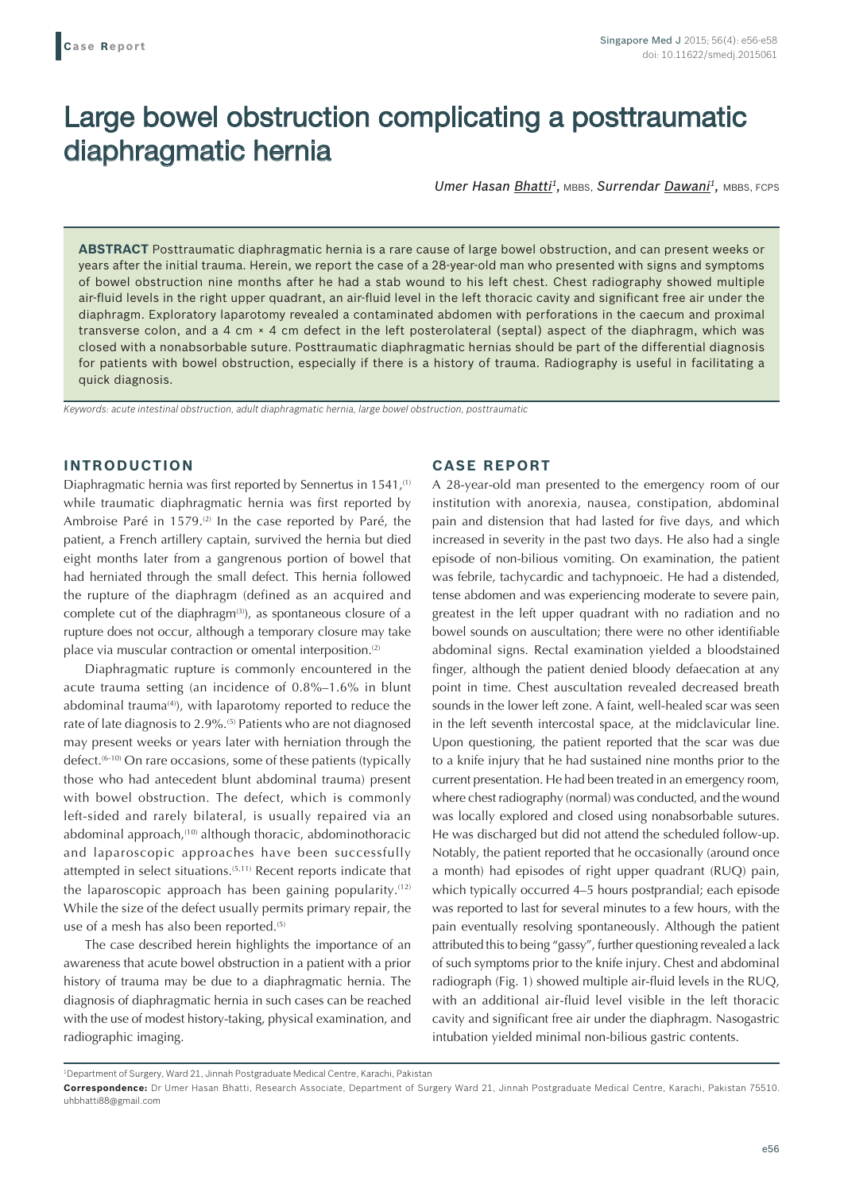**Case Report**

# Large bowel obstruction complicating a posttraumatic diaphragmatic hernia

*Umer Hasan Bhatti*[1], MBBS, *Surrendar Dawani*[1], MBBS, FCPS

**ABSTRACT** Posttraumatic diaphragmatic hernia is a rare cause of large bowel obstruction, and can present weeks or years after the initial trauma. Herein, we report the case of a 28-year-old man who presented with signs and symptoms of bowel obstruction nine months after he had a stab wound to his left chest. Chest radiography showed multiple air-fluid levels in the right upper quadrant, an air-fluid level in the left thoracic cavity and significant free air under the diaphragm. Exploratory laparotomy revealed a contaminated abdomen with perforations in the caecum and proximal transverse colon, and a 4 cm × 4 cm defect in the left posterolateral (septal) aspect of the diaphragm, which was closed with a nonabsorbable suture. Posttraumatic diaphragmatic hernias should be part of the differential diagnosis for patients with bowel obstruction, especially if there is a history of trauma. Radiography is useful in facilitating a quick diagnosis.

*Keywords: acute intestinal obstruction, adult diaphragmatic hernia, large bowel obstruction, posttraumatic*

## INTRODUCTION

Diaphragmatic hernia was first reported by Sennertus in 1541,[1] while traumatic diaphragmatic hernia was first reported by Ambroise Paré in 1579.[2] In the case reported by Paré, the patient, a French artillery captain, survived the hernia but died eight months later from a gangrenous portion of bowel that had herniated through the small defect. This hernia followed the rupture of the diaphragm (defined as an acquired and complete cut of the diaphragm[3]), as spontaneous closure of a rupture does not occur, although a temporary closure may take place via muscular contraction or omental interposition.[2]

Diaphragmatic rupture is commonly encountered in the acute trauma setting (an incidence of 0.8%–1.6% in blunt abdominal trauma[4]), with laparotomy reported to reduce the rate of late diagnosis to 2.9%.[5] Patients who are not diagnosed may present weeks or years later with herniation through the defect.[6-10] On rare occasions, some of these patients (typically those who had antecedent blunt abdominal trauma) present with bowel obstruction. The defect, which is commonly left-sided and rarely bilateral, is usually repaired via an abdominal approach,[10] although thoracic, abdominothoracic and laparoscopic approaches have been successfully attempted in select situations.[5,11] Recent reports indicate that the laparoscopic approach has been gaining popularity.[12] While the size of the defect usually permits primary repair, the use of a mesh has also been reported.[5]

The case described herein highlights the importance of an awareness that acute bowel obstruction in a patient with a prior history of trauma may be due to a diaphragmatic hernia. The diagnosis of diaphragmatic hernia in such cases can be reached with the use of modest history-taking, physical examination, and radiographic imaging.

## CASE REPORT

A 28-year-old man presented to the emergency room of our institution with anorexia, nausea, constipation, abdominal pain and distension that had lasted for five days, and which increased in severity in the past two days. He also had a single episode of non-bilious vomiting. On examination, the patient was febrile, tachycardic and tachypnoeic. He had a distended, tense abdomen and was experiencing moderate to severe pain, greatest in the left upper quadrant with no radiation and no bowel sounds on auscultation; there were no other identifiable abdominal signs. Rectal examination yielded a bloodstained finger, although the patient denied bloody defaecation at any point in time. Chest auscultation revealed decreased breath sounds in the lower left zone. A faint, well-healed scar was seen in the left seventh intercostal space, at the midclavicular line. Upon questioning, the patient reported that the scar was due to a knife injury that he had sustained nine months prior to the current presentation. He had been treated in an emergency room, where chest radiography (normal) was conducted, and the wound was locally explored and closed using nonabsorbable sutures. He was discharged but did not attend the scheduled follow-up. Notably, the patient reported that he occasionally (around once a month) had episodes of right upper quadrant (RUQ) pain, which typically occurred 4–5 hours postprandial; each episode was reported to last for several minutes to a few hours, with the pain eventually resolving spontaneously. Although the patient attributed this to being "gassy", further questioning revealed a lack of such symptoms prior to the knife injury. Chest and abdominal radiograph (Fig. 1) showed multiple air-fluid levels in the RUQ, with an additional air-fluid level visible in the left thoracic cavity and significant free air under the diaphragm. Nasogastric intubation yielded minimal non-bilious gastric contents.

[1]Department of Surgery, Ward 21, Jinnah Postgraduate Medical Centre, Karachi, Pakistan

**Correspondence:** Dr Umer Hasan Bhatti, Research Associate, Department of Surgery Ward 21, Jinnah Postgraduate Medical Centre, Karachi, Pakistan 75510. uhbhatti88@gmail.com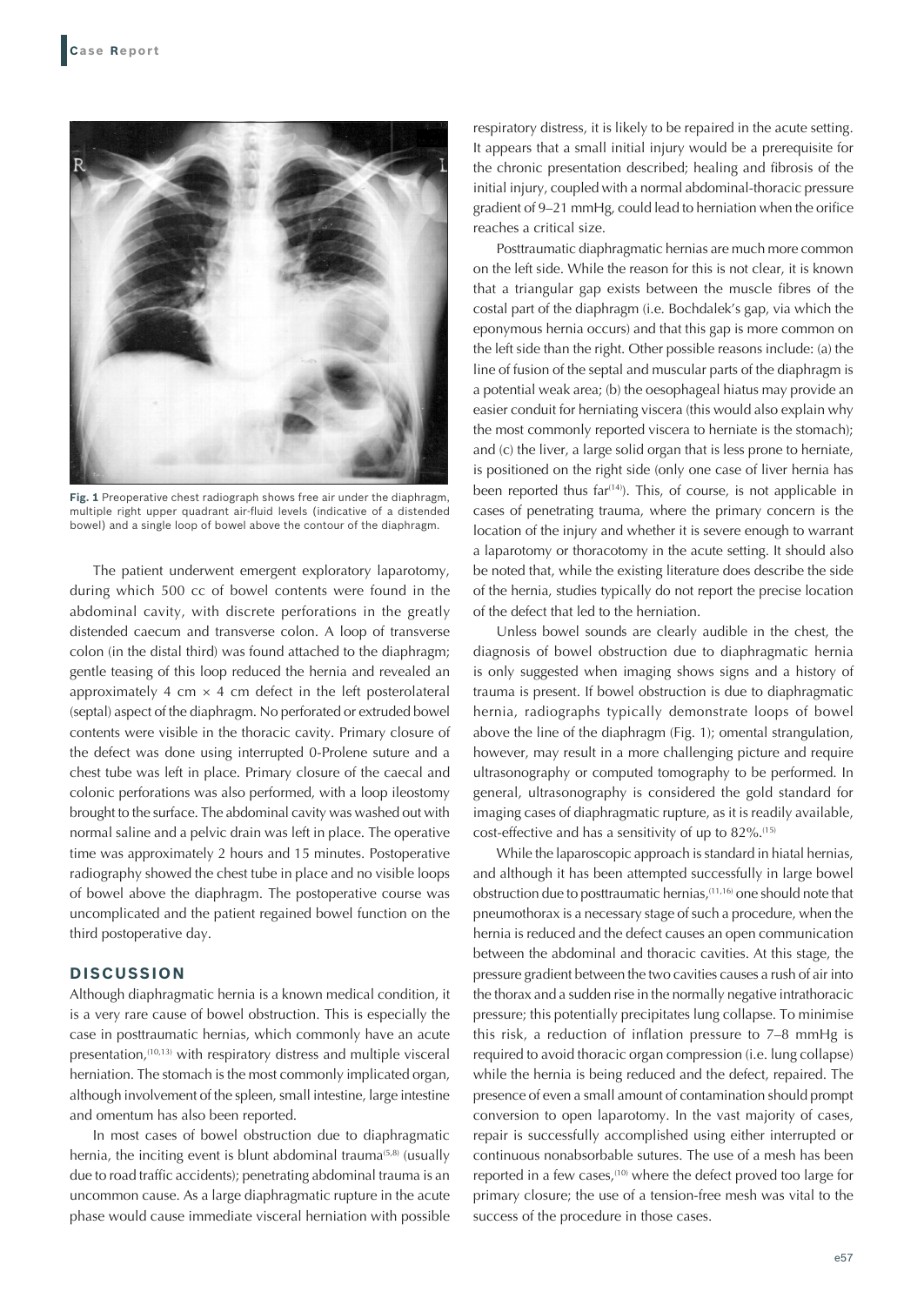Fig. 1 Preoperative chest radiograph shows free air under the diaphragm, multiple right upper quadrant air-fluid levels (indicative of a distended bowel) and a single loop of bowel above the contour of the diaphragm.

The patient underwent emergent exploratory laparotomy, during which 500 cc of bowel contents were found in the abdominal cavity, with discrete perforations in the greatly distended caecum and transverse colon. A loop of transverse colon (in the distal third) was found attached to the diaphragm; gentle teasing of this loop reduced the hernia and revealed an approximately 4 cm × 4 cm defect in the left posterolateral (septal) aspect of the diaphragm. No perforated or extruded bowel contents were visible in the thoracic cavity. Primary closure of the defect was done using interrupted 0-Prolene suture and a chest tube was left in place. Primary closure of the caecal and colonic perforations was also performed, with a loop ileostomy brought to the surface. The abdominal cavity was washed out with normal saline and a pelvic drain was left in place. The operative time was approximately 2 hours and 15 minutes. Postoperative radiography showed the chest tube in place and no visible loops of bowel above the diaphragm. The postoperative course was uncomplicated and the patient regained bowel function on the third postoperative day.

## DISCUSSION

Although diaphragmatic hernia is a known medical condition, it is a very rare cause of bowel obstruction. This is especially the case in posttraumatic hernias, which commonly have an acute presentation,[10,13] with respiratory distress and multiple visceral herniation. The stomach is the most commonly implicated organ, although involvement of the spleen, small intestine, large intestine and omentum has also been reported.

In most cases of bowel obstruction due to diaphragmatic hernia, the inciting event is blunt abdominal trauma[5,8] (usually due to road traffic accidents); penetrating abdominal trauma is an uncommon cause. As a large diaphragmatic rupture in the acute phase would cause immediate visceral herniation with possible respiratory distress, it is likely to be repaired in the acute setting. It appears that a small initial injury would be a prerequisite for the chronic presentation described; healing and fibrosis of the initial injury, coupled with a normal abdominal-thoracic pressure gradient of 9–21 mmHg, could lead to herniation when the orifice reaches a critical size.

Posttraumatic diaphragmatic hernias are much more common on the left side. While the reason for this is not clear, it is known that a triangular gap exists between the muscle fibres of the costal part of the diaphragm (i.e. Bochdalek's gap, via which the eponymous hernia occurs) and that this gap is more common on the left side than the right. Other possible reasons include: (a) the line of fusion of the septal and muscular parts of the diaphragm is a potential weak area; (b) the oesophageal hiatus may provide an easier conduit for herniating viscera (this would also explain why the most commonly reported viscera to herniate is the stomach); and (c) the liver, a large solid organ that is less prone to herniate, is positioned on the right side (only one case of liver hernia has been reported thus far[14]). This, of course, is not applicable in cases of penetrating trauma, where the primary concern is the location of the injury and whether it is severe enough to warrant a laparotomy or thoracotomy in the acute setting. It should also be noted that, while the existing literature does describe the side of the hernia, studies typically do not report the precise location of the defect that led to the herniation.

Unless bowel sounds are clearly audible in the chest, the diagnosis of bowel obstruction due to diaphragmatic hernia is only suggested when imaging shows signs and a history of trauma is present. If bowel obstruction is due to diaphragmatic hernia, radiographs typically demonstrate loops of bowel above the line of the diaphragm (Fig. 1); omental strangulation, however, may result in a more challenging picture and require ultrasonography or computed tomography to be performed. In general, ultrasonography is considered the gold standard for imaging cases of diaphragmatic rupture, as it is readily available, cost-effective and has a sensitivity of up to 82%.[15]

While the laparoscopic approach is standard in hiatal hernias, and although it has been attempted successfully in large bowel obstruction due to posttraumatic hernias,[11,16] one should note that pneumothorax is a necessary stage of such a procedure, when the hernia is reduced and the defect causes an open communication between the abdominal and thoracic cavities. At this stage, the pressure gradient between the two cavities causes a rush of air into the thorax and a sudden rise in the normally negative intrathoracic pressure; this potentially precipitates lung collapse. To minimise this risk, a reduction of inflation pressure to 7–8 mmHg is required to avoid thoracic organ compression (i.e. lung collapse) while the hernia is being reduced and the defect, repaired. The presence of even a small amount of contamination should prompt conversion to open laparotomy. In the vast majority of cases, repair is successfully accomplished using either interrupted or continuous nonabsorbable sutures. The use of a mesh has been reported in a few cases,[10] where the defect proved too large for primary closure; the use of a tension-free mesh was vital to the success of the procedure in those cases.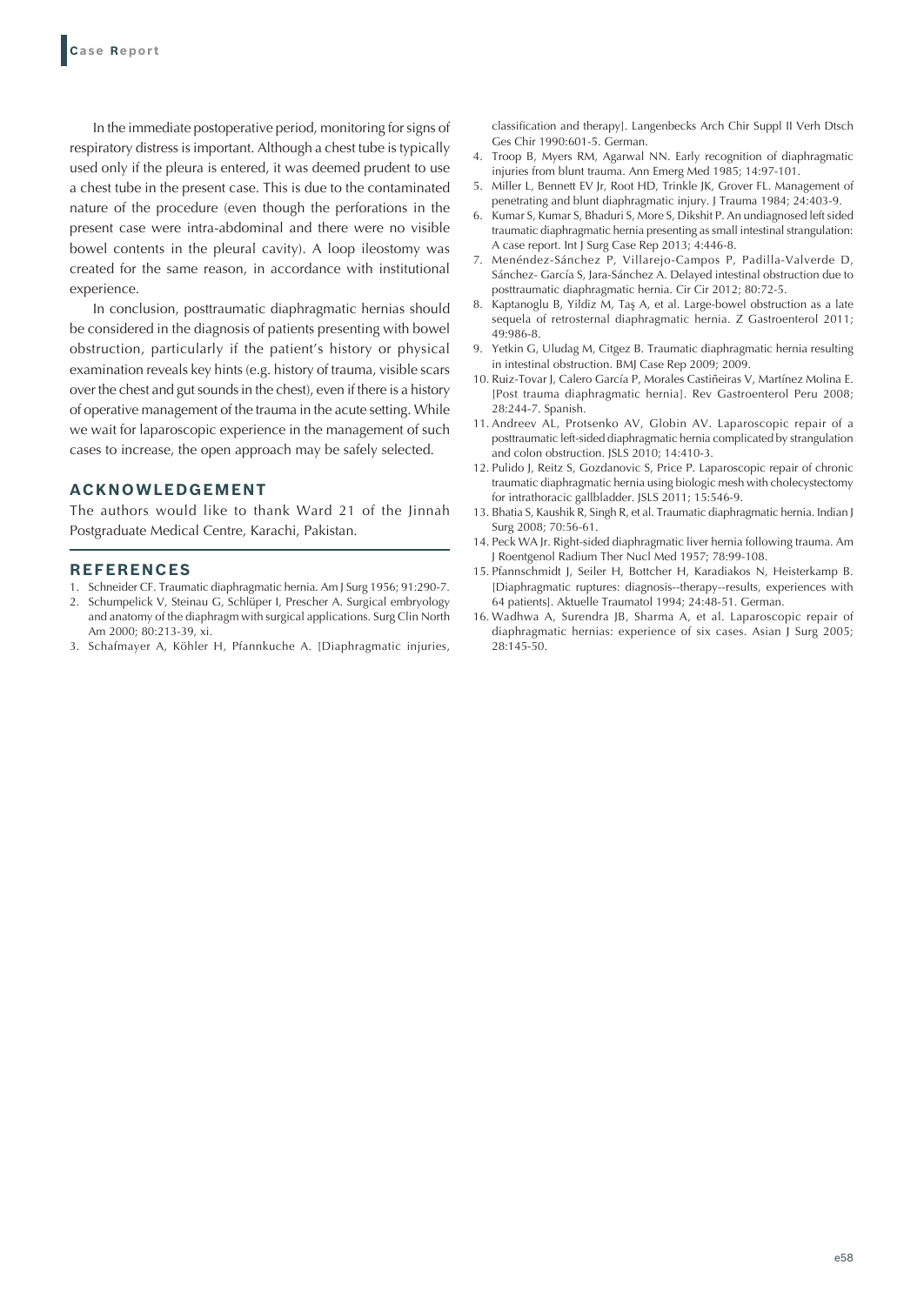In the immediate postoperative period, monitoring for signs of respiratory distress is important. Although a chest tube is typically used only if the pleura is entered, it was deemed prudent to use a chest tube in the present case. This is due to the contaminated nature of the procedure (even though the perforations in the present case were intra-abdominal and there were no visible bowel contents in the pleural cavity). A loop ileostomy was created for the same reason, in accordance with institutional experience.

In conclusion, posttraumatic diaphragmatic hernias should be considered in the diagnosis of patients presenting with bowel obstruction, particularly if the patient's history or physical examination reveals key hints (e.g. history of trauma, visible scars over the chest and gut sounds in the chest), even if there is a history of operative management of the trauma in the acute setting. While we wait for laparoscopic experience in the management of such cases to increase, the open approach may be safely selected.

## ACKNOWLEDGEMENT

The authors would like to thank Ward 21 of the Jinnah Postgraduate Medical Centre, Karachi, Pakistan.

## REFERENCES

1. Schneider CF. Traumatic diaphragmatic hernia. Am J Surg 1956; 91:290-7.
2. Schumpelick V, Steinau G, Schlüper I, Prescher A. Surgical embryology and anatomy of the diaphragm with surgical applications. Surg Clin North Am 2000; 80:213-39, xi.
3. Schafmayer A, Köhler H, Pfannkuche A. [Diaphragmatic injuries, classification and therapy]. Langenbecks Arch Chir Suppl II Verh Dtsch Ges Chir 1990:601-5. German.
4. Troop B, Myers RM, Agarwal NN. Early recognition of diaphragmatic injuries from blunt trauma. Ann Emerg Med 1985; 14:97-101.
5. Miller L, Bennett EV Jr, Root HD, Trinkle JK, Grover FL. Management of penetrating and blunt diaphragmatic injury. J Trauma 1984; 24:403-9.
6. Kumar S, Kumar S, Bhaduri S, More S, Dikshit P. An undiagnosed left sided traumatic diaphragmatic hernia presenting as small intestinal strangulation: A case report. Int J Surg Case Rep 2013; 4:446-8.
7. Menéndez-Sánchez P, Villarejo-Campos P, Padilla-Valverde D, Sánchez- García S, Jara-Sánchez A. Delayed intestinal obstruction due to posttraumatic diaphragmatic hernia. Cir Cir 2012; 80:72-5.
8. Kaptanoglu B, Yildiz M, Taş A, et al. Large-bowel obstruction as a late sequela of retrosternal diaphragmatic hernia. Z Gastroenterol 2011; 49:986-8.
9. Yetkin G, Uludag M, Citgez B. Traumatic diaphragmatic hernia resulting in intestinal obstruction. BMJ Case Rep 2009; 2009.
10. Ruiz-Tovar J, Calero García P, Morales Castiñeiras V, Martínez Molina E. [Post trauma diaphragmatic hernia]. Rev Gastroenterol Peru 2008; 28:244-7. Spanish.
11. Andreev AL, Protsenko AV, Globin AV. Laparoscopic repair of a posttraumatic left-sided diaphragmatic hernia complicated by strangulation and colon obstruction. JSLS 2010; 14:410-3.
12. Pulido J, Reitz S, Gozdanovic S, Price P. Laparoscopic repair of chronic traumatic diaphragmatic hernia using biologic mesh with cholecystectomy for intrathoracic gallbladder. JSLS 2011; 15:546-9.
13. Bhatia S, Kaushik R, Singh R, et al. Traumatic diaphragmatic hernia. Indian J Surg 2008; 70:56-61.
14. Peck WA Jr. Right-sided diaphragmatic liver hernia following trauma. Am J Roentgenol Radium Ther Nucl Med 1957; 78:99-108.
15. Pfannschmidt J, Seiler H, Bottcher H, Karadiakos N, Heisterkamp B. [Diaphragmatic ruptures: diagnosis--therapy--results, experiences with 64 patients]. Aktuelle Traumatol 1994; 24:48-51. German.
16. Wadhwa A, Surendra JB, Sharma A, et al. Laparoscopic repair of diaphragmatic hernias: experience of six cases. Asian J Surg 2005; 28:145-50.